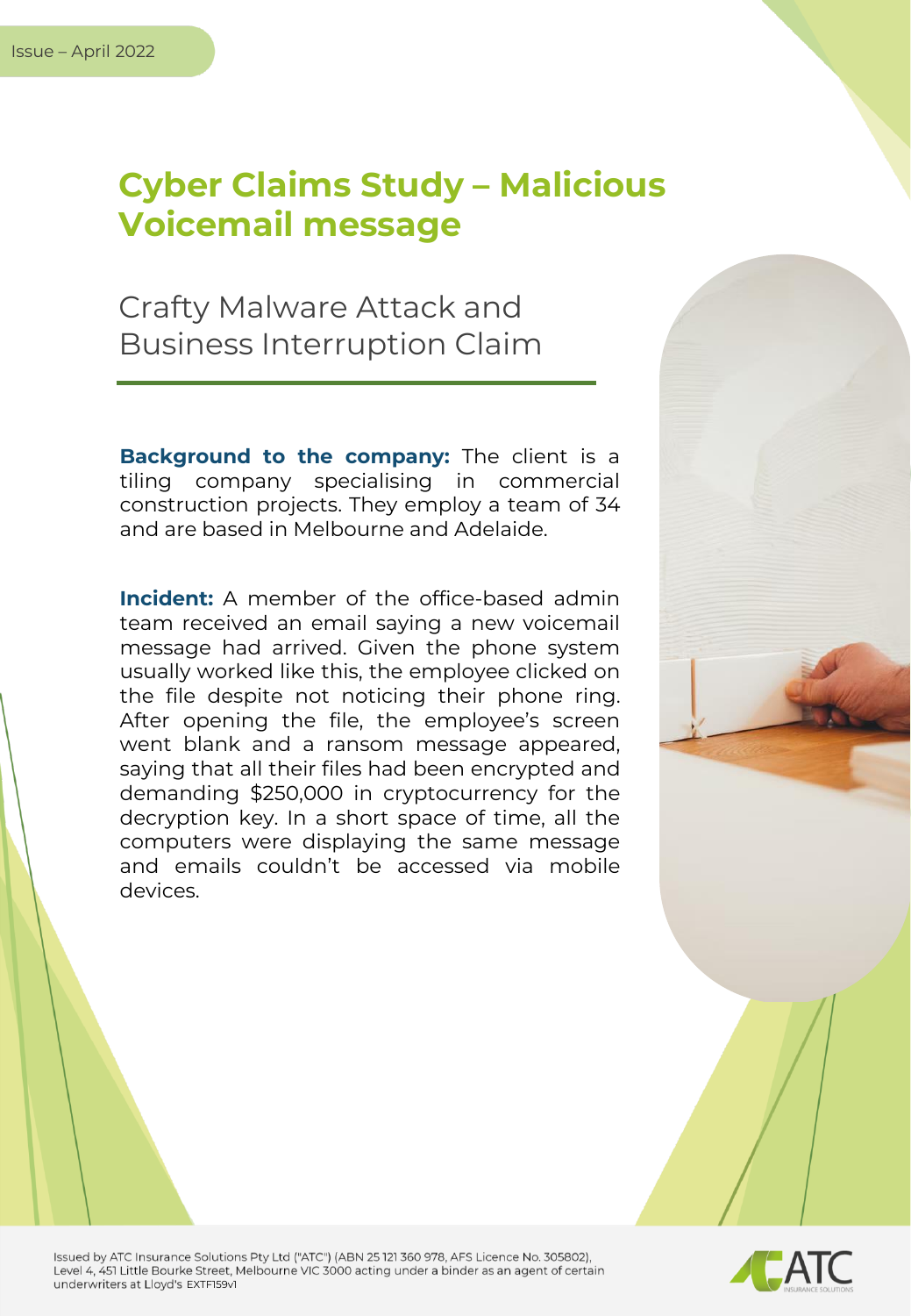Issue – April 2022

# Cyber Claims Study – Malicious Voicemail message

## Crafty Malware Attack and Business Interruption Claim

**Background to the company:** The client is a tiling company specialising in commercial construction projects. They employ a team of 34 and are based in Melbourne and Adelaide.

**Incident:** A member of the office-based admin team received an email saying a new voicemail message had arrived. Given the phone system usually worked like this, the employee clicked on the file despite not noticing their phone ring. After opening the file, the employee's screen went blank and a ransom message appeared, saying that all their files had been encrypted and demanding $250,000 in cryptocurrency for the decryption key. In a short space of time, all the computers were displaying the same message and emails couldn't be accessed via mobile devices.

Issued by ATC Insurance Solutions Pty Ltd ("ATC") (ABN 25 121 360 978, AFS Licence No. 305802), Level 4, 451 Little Bourke Street, Melbourne VIC 3000 acting under a binder as an agent of certain underwriters at Lloyd's EXTF159v1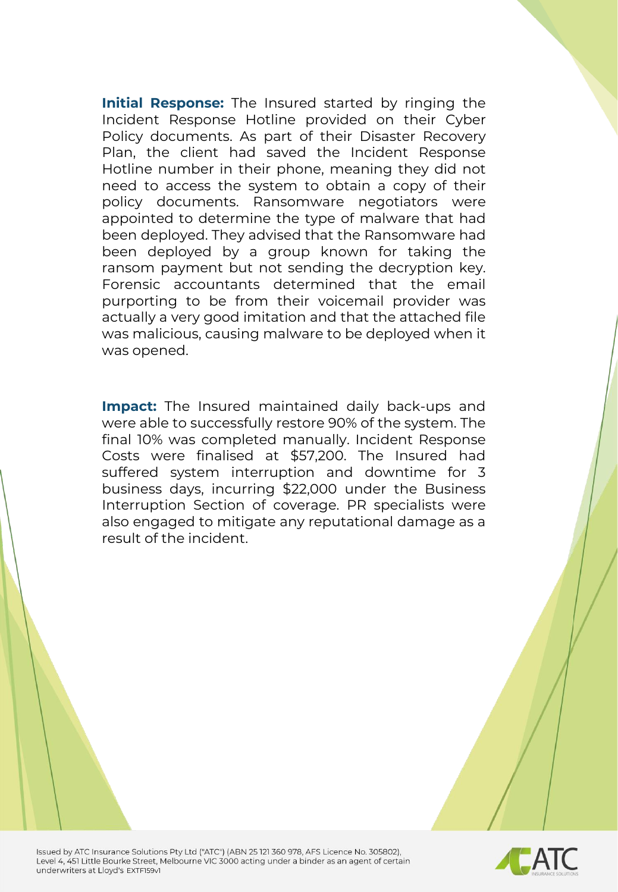**Initial Response:** The Insured started by ringing the Incident Response Hotline provided on their Cyber Policy documents. As part of their Disaster Recovery Plan, the client had saved the Incident Response Hotline number in their phone, meaning they did not need to access the system to obtain a copy of their policy documents. Ransomware negotiators were appointed to determine the type of malware that had been deployed. They advised that the Ransomware had been deployed by a group known for taking the ransom payment but not sending the decryption key. Forensic accountants determined that the email purporting to be from their voicemail provider was actually a very good imitation and that the attached file was malicious, causing malware to be deployed when it was opened.

**Impact:** The Insured maintained daily back-ups and were able to successfully restore 90% of the system. The final 10% was completed manually. Incident Response Costs were finalised at $57,200. The Insured had suffered system interruption and downtime for 3 business days, incurring $22,000 under the Business Interruption Section of coverage. PR specialists were also engaged to mitigate any reputational damage as a result of the incident.

Issued by ATC Insurance Solutions Pty Ltd ("ATC") (ABN 25 121 360 978, AFS Licence No. 305802), Level 4, 451 Little Bourke Street, Melbourne VIC 3000 acting under a binder as an agent of certain underwriters at Lloyd's EXTF159v1